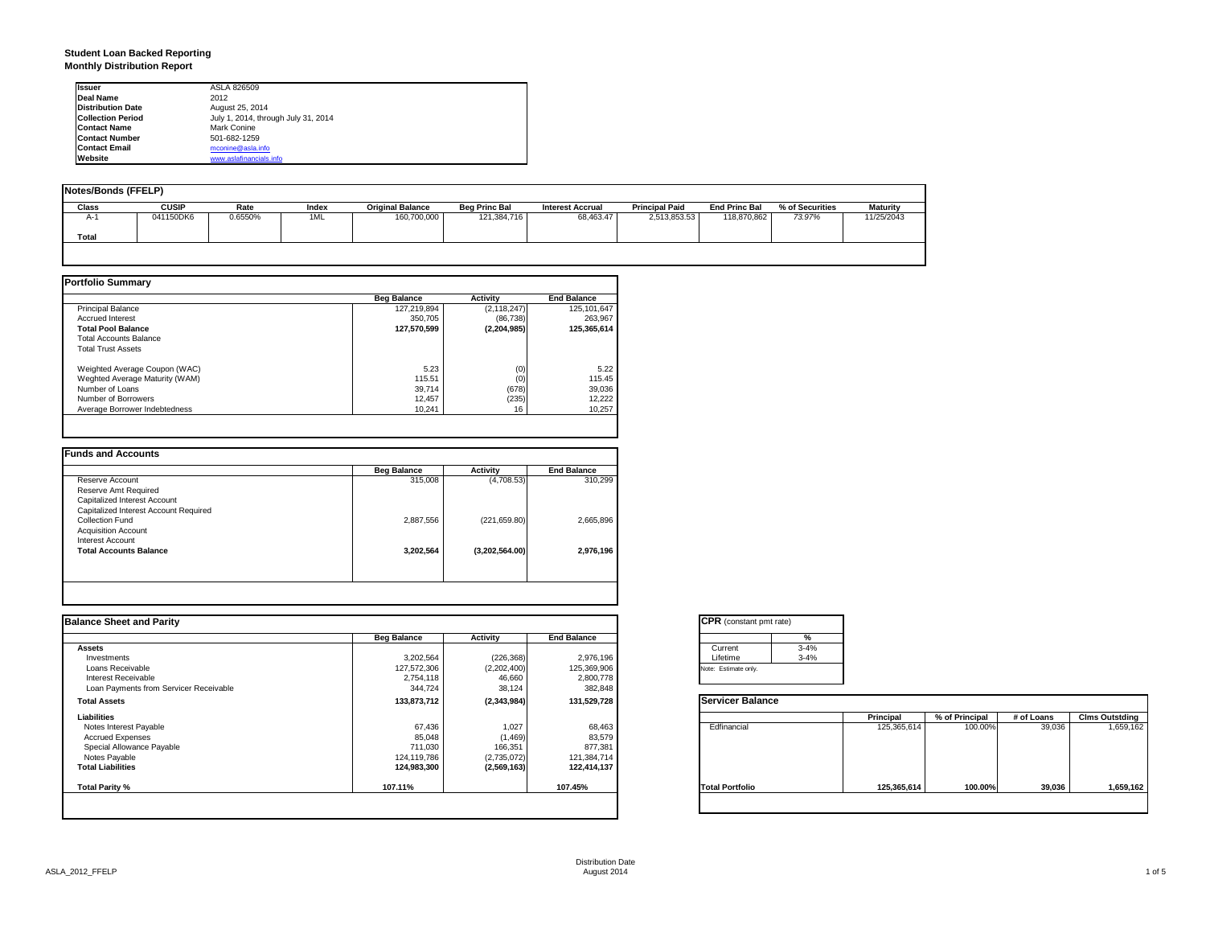# Student Loan Backed Reporting
## Monthly Distribution Report

| | |
|---|---|
| **Issuer** | ASLA 826509 |
| **Deal Name** | 2012 |
| **Distribution Date** | August 25, 2014 |
| **Collection Period** | July 1, 2014, through July 31, 2014 |
| **Contact Name** | Mark Conine |
| **Contact Number** | 501-682-1259 |
| **Contact Email** | mconine@asla.info |
| **Website** | www.aslafinancials.info |

## Notes/Bonds (FFELP)

| Class | CUSIP | Rate | Index | Original Balance | Beg Princ Bal | Interest Accrual | Principal Paid | End Princ Bal | % of Securities | Maturity |
|---|---|---|---|---|---|---|---|---|---|---|
| A-1 | 041150DK6 | 0.6550% | 1ML | 160,700,000 | 121,384,716 | 68,463.47 | 2,513,853.53 | 118,870,862 | 73.97% | 11/25/2043 |
| **Total** | | | | | | | | | | |

## Portfolio Summary

| | Beg Balance | Activity | End Balance |
|---|---|---|---|
| Principal Balance | 127,219,894 | (2,118,247) | 125,101,647 |
| Accrued Interest | 350,705 | (86,738) | 263,967 |
| **Total Pool Balance** | **127,570,599** | **(2,204,985)** | **125,365,614** |
| Total Accounts Balance | | | |
| Total Trust Assets | | | |
| Weighted Average Coupon (WAC) | 5.23 | (0) | 5.22 |
| Weghted Average Maturity (WAM) | 115.51 | (0) | 115.45 |
| Number of Loans | 39,714 | (678) | 39,036 |
| Number of Borrowers | 12,457 | (235) | 12,222 |
| Average Borrower Indebtedness | 10,241 | 16 | 10,257 |

## Funds and Accounts

| | Beg Balance | Activity | End Balance |
|---|---|---|---|
| Reserve Account | 315,008 | (4,708.53) | 310,299 |
| Reserve Amt Required | | | |
| Capitalized Interest Account | | | |
| Capitalized Interest Account Required | | | |
| Collection Fund | 2,887,556 | (221,659.80) | 2,665,896 |
| Acquisition Account | | | |
| Interest Account | | | |
| **Total Accounts Balance** | **3,202,564** | **(3,202,564.00)** | **2,976,196** |

## Balance Sheet and Parity

| | Beg Balance | Activity | End Balance |
|---|---|---|---|
| **Assets** | | | |
| Investments | 3,202,564 | (226,368) | 2,976,196 |
| Loans Receivable | 127,572,306 | (2,202,400) | 125,369,906 |
| Interest Receivable | 2,754,118 | 46,660 | 2,800,778 |
| Loan Payments from Servicer Receivable | 344,724 | 38,124 | 382,848 |
| **Total Assets** | **133,873,712** | **(2,343,984)** | **131,529,728** |
| **Liabilities** | | | |
| Notes Interest Payable | 67,436 | 1,027 | 68,463 |
| Accrued Expenses | 85,048 | (1,469) | 83,579 |
| Special Allowance Payable | 711,030 | 166,351 | 877,381 |
| Notes Payable | 124,119,786 | (2,735,072) | 121,384,714 |
| **Total Liabilities** | **124,983,300** | **(2,569,163)** | **122,414,137** |
| **Total Parity %** | **107.11%** | | **107.45%** |

## CPR (constant pmt rate)

| | % |
|---|---|
| Current | 3-4% |
| Lifetime | 3-4% |

Note: Estimate only.

## Servicer Balance

| | Principal | % of Principal | # of Loans | Clms Outstding |
|---|---|---|---|---|
| Edfinancial | 125,365,614 | 100.00% | 39,036 | 1,659,162 |
| **Total Portfolio** | **125,365,614** | **100.00%** | **39,036** | **1,659,162** |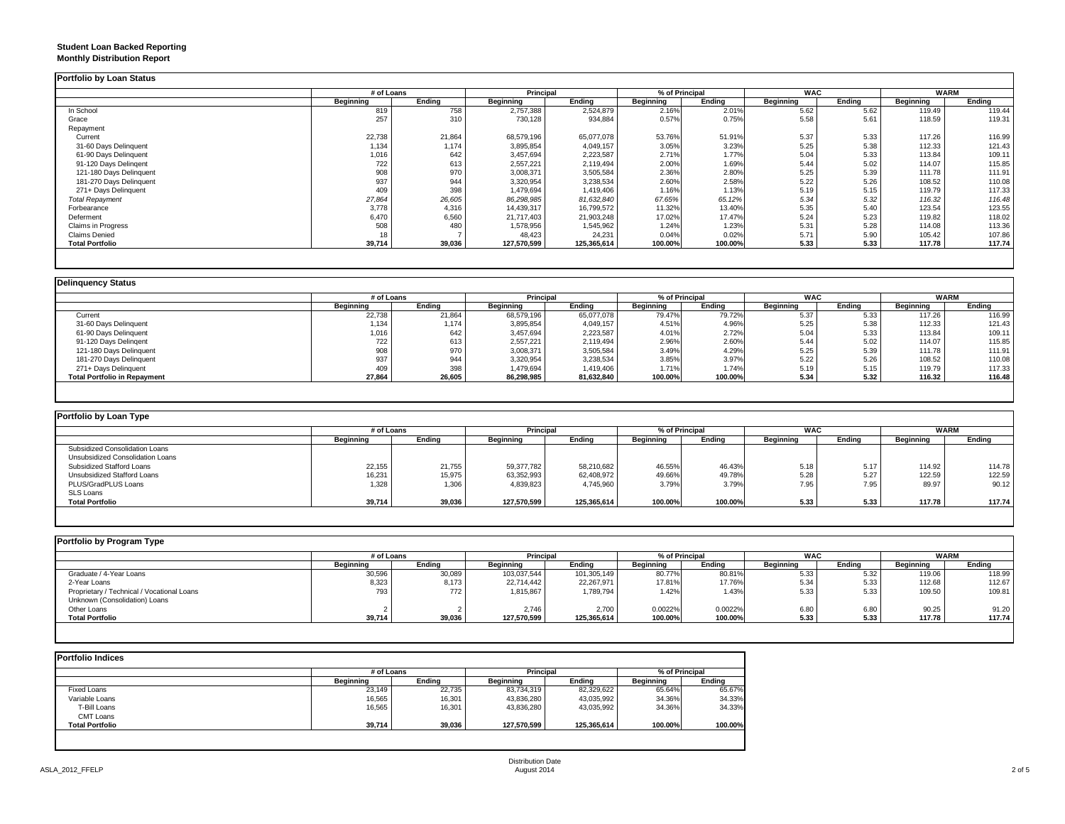**Student Loan Backed Reporting**
**Monthly Distribution Report**

## Portfolio by Loan Status

| | # of Loans | | Principal | | % of Principal | | WAC | | WARM | |
|---|---|---|---|---|---|---|---|---|---|---|
| | Beginning | Ending | Beginning | Ending | Beginning | Ending | Beginning | Ending | Beginning | Ending |
| In School | 819 | 758 | 2,757,388 | 2,524,879 | 2.16% | 2.01% | 5.62 | 5.62 | 119.49 | 119.44 |
| Grace | 257 | 310 | 730,128 | 934,884 | 0.57% | 0.75% | 5.58 | 5.61 | 118.59 | 119.31 |
| Repayment | | | | | | | | | | |
| Current | 22,738 | 21,864 | 68,579,196 | 65,077,078 | 53.76% | 51.91% | 5.37 | 5.33 | 117.26 | 116.99 |
| 31-60 Days Delinquent | 1,134 | 1,174 | 3,895,854 | 4,049,157 | 3.05% | 3.23% | 5.25 | 5.38 | 112.33 | 121.43 |
| 61-90 Days Delinquent | 1,016 | 642 | 3,457,694 | 2,223,587 | 2.71% | 1.77% | 5.04 | 5.33 | 113.84 | 109.11 |
| 91-120 Days Delingent | 722 | 613 | 2,557,221 | 2,119,494 | 2.00% | 1.69% | 5.44 | 5.02 | 114.07 | 115.85 |
| 121-180 Days Delinquent | 908 | 970 | 3,008,371 | 3,505,584 | 2.36% | 2.80% | 5.25 | 5.39 | 111.78 | 111.91 |
| 181-270 Days Delinquent | 937 | 944 | 3,320,954 | 3,238,534 | 2.60% | 2.58% | 5.22 | 5.26 | 108.52 | 110.08 |
| 271+ Days Delinquent | 409 | 398 | 1,479,694 | 1,419,406 | 1.16% | 1.13% | 5.19 | 5.15 | 119.79 | 117.33 |
| *Total Repayment* | *27,864* | *26,605* | *86,298,985* | *81,632,840* | *67.65%* | *65.12%* | *5.34* | *5.32* | *116.32* | *116.48* |
| Forbearance | 3,778 | 4,316 | 14,439,317 | 16,799,572 | 11.32% | 13.40% | 5.35 | 5.40 | 123.54 | 123.55 |
| Deferment | 6,470 | 6,560 | 21,717,403 | 21,903,248 | 17.02% | 17.47% | 5.24 | 5.23 | 119.82 | 118.02 |
| Claims in Progress | 508 | 480 | 1,578,956 | 1,545,962 | 1.24% | 1.23% | 5.31 | 5.28 | 114.08 | 113.36 |
| Claims Denied | 18 | 7 | 48,423 | 24,231 | 0.04% | 0.02% | 5.71 | 5.90 | 105.42 | 107.86 |
| **Total Portfolio** | **39,714** | **39,036** | **127,570,599** | **125,365,614** | **100.00%** | **100.00%** | **5.33** | **5.33** | **117.78** | **117.74** |

## Delinquency Status

| | # of Loans | | Principal | | % of Principal | | WAC | | WARM | |
|---|---|---|---|---|---|---|---|---|---|---|
| | Beginning | Ending | Beginning | Ending | Beginning | Ending | Beginning | Ending | Beginning | Ending |
| Current | 22,738 | 21,864 | 68,579,196 | 65,077,078 | 79.47% | 79.72% | 5.37 | 5.33 | 117.26 | 116.99 |
| 31-60 Days Delinquent | 1,134 | 1,174 | 3,895,854 | 4,049,157 | 4.51% | 4.96% | 5.25 | 5.38 | 112.33 | 121.43 |
| 61-90 Days Delinquent | 1,016 | 642 | 3,457,694 | 2,223,587 | 4.01% | 2.72% | 5.04 | 5.33 | 113.84 | 109.11 |
| 91-120 Days Delingent | 722 | 613 | 2,557,221 | 2,119,494 | 2.96% | 2.60% | 5.44 | 5.02 | 114.07 | 115.85 |
| 121-180 Days Delinquent | 908 | 970 | 3,008,371 | 3,505,584 | 3.49% | 4.29% | 5.25 | 5.39 | 111.78 | 111.91 |
| 181-270 Days Delinquent | 937 | 944 | 3,320,954 | 3,238,534 | 3.85% | 3.97% | 5.22 | 5.26 | 108.52 | 110.08 |
| 271+ Days Delinquent | 409 | 398 | 1,479,694 | 1,419,406 | 1.71% | 1.74% | 5.19 | 5.15 | 119.79 | 117.33 |
| **Total Portfolio in Repayment** | **27,864** | **26,605** | **86,298,985** | **81,632,840** | **100.00%** | **100.00%** | **5.34** | **5.32** | **116.32** | **116.48** |

## Portfolio by Loan Type

| | # of Loans | | Principal | | % of Principal | | WAC | | WARM | |
|---|---|---|---|---|---|---|---|---|---|---|
| | Beginning | Ending | Beginning | Ending | Beginning | Ending | Beginning | Ending | Beginning | Ending |
| Subsidized Consolidation Loans | | | | | | | | | | |
| Unsubsidized Consolidation Loans | | | | | | | | | | |
| Subsidized Stafford Loans | 22,155 | 21,755 | 59,377,782 | 58,210,682 | 46.55% | 46.43% | 5.18 | 5.17 | 114.92 | 114.78 |
| Unsubsidized Stafford Loans | 16,231 | 15,975 | 63,352,993 | 62,408,972 | 49.66% | 49.78% | 5.28 | 5.27 | 122.59 | 122.59 |
| PLUS/GradPLUS Loans | 1,328 | 1,306 | 4,839,823 | 4,745,960 | 3.79% | 3.79% | 7.95 | 7.95 | 89.97 | 90.12 |
| SLS Loans | | | | | | | | | | |
| **Total Portfolio** | **39,714** | **39,036** | **127,570,599** | **125,365,614** | **100.00%** | **100.00%** | **5.33** | **5.33** | **117.78** | **117.74** |

## Portfolio by Program Type

| | # of Loans | | Principal | | % of Principal | | WAC | | WARM | |
|---|---|---|---|---|---|---|---|---|---|---|
| | Beginning | Ending | Beginning | Ending | Beginning | Ending | Beginning | Ending | Beginning | Ending |
| Graduate / 4-Year Loans | 30,596 | 30,089 | 103,037,544 | 101,305,149 | 80.77% | 80.81% | 5.33 | 5.32 | 119.06 | 118.99 |
| 2-Year Loans | 8,323 | 8,173 | 22,714,442 | 22,267,971 | 17.81% | 17.76% | 5.34 | 5.33 | 112.68 | 112.67 |
| Proprietary / Technical / Vocational Loans | 793 | 772 | 1,815,867 | 1,789,794 | 1.42% | 1.43% | 5.33 | 5.33 | 109.50 | 109.81 |
| Unknown (Consolidation) Loans | | | | | | | | | | |
| Other Loans | 2 | 2 | 2,746 | 2,700 | 0.0022% | 0.0022% | 6.80 | 6.80 | 90.25 | 91.20 |
| **Total Portfolio** | **39,714** | **39,036** | **127,570,599** | **125,365,614** | **100.00%** | **100.00%** | **5.33** | **5.33** | **117.78** | **117.74** |

## Portfolio Indices

| | # of Loans | | Principal | | % of Principal | |
|---|---|---|---|---|---|---|
| | Beginning | Ending | Beginning | Ending | Beginning | Ending |
| Fixed Loans | 23,149 | 22,735 | 83,734,319 | 82,329,622 | 65.64% | 65.67% |
| Variable Loans | 16,565 | 16,301 | 43,836,280 | 43,035,992 | 34.36% | 34.33% |
| T-Bill Loans | 16,565 | 16,301 | 43,836,280 | 43,035,992 | 34.36% | 34.33% |
| CMT Loans | | | | | | |
| **Total Portfolio** | **39,714** | **39,036** | **127,570,599** | **125,365,614** | **100.00%** | **100.00%** |

Distribution Date
August 2014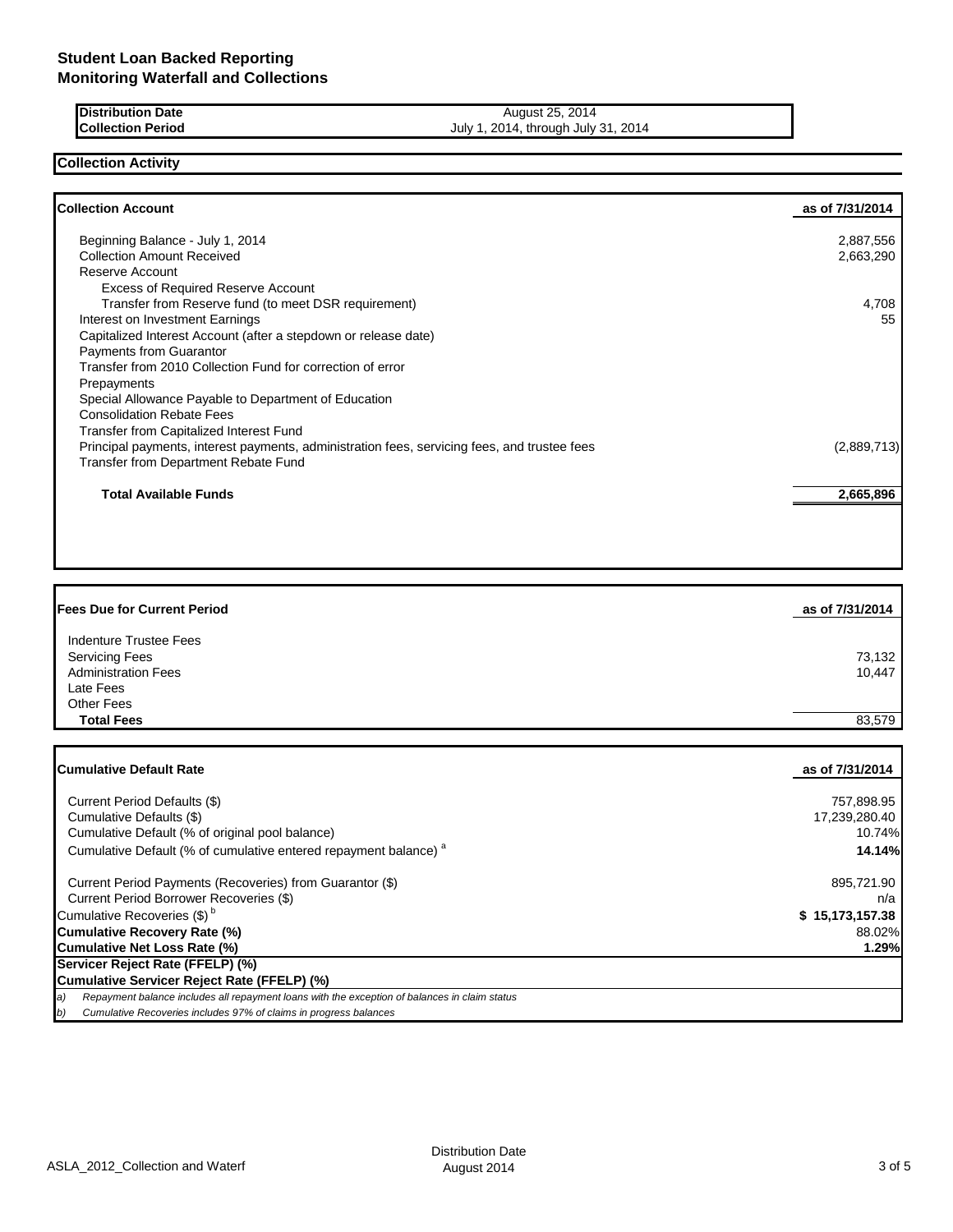# Student Loan Backed Reporting
# Monitoring Waterfall and Collections

| | |
|---|---|
| **Distribution Date** | August 25, 2014 |
| **Collection Period** | July 1, 2014, through July 31, 2014 |

## Collection Activity

| **Collection Account** | **as of 7/31/2014** |
|---|---|
| Beginning Balance - July 1, 2014 | 2,887,556 |
| Collection Amount Received | 2,663,290 |
| Reserve Account | |
| Excess of Required Reserve Account | |
| Transfer from Reserve fund (to meet DSR requirement) | 4,708 |
| Interest on Investment Earnings | 55 |
| Capitalized Interest Account (after a stepdown or release date) | |
| Payments from Guarantor | |
| Transfer from 2010 Collection Fund for correction of error | |
| Prepayments | |
| Special Allowance Payable to Department of Education | |
| Consolidation Rebate Fees | |
| Transfer from Capitalized Interest Fund | |
| Principal payments, interest payments, administration fees, servicing fees, and trustee fees | (2,889,713) |
| Transfer from Department Rebate Fund | |
| **Total Available Funds** | **2,665,896** |

| **Fees Due for Current Period** | **as of 7/31/2014** |
|---|---|
| Indenture Trustee Fees | |
| Servicing Fees | 73,132 |
| Administration Fees | 10,447 |
| Late Fees | |
| Other Fees | |
| **Total Fees** | 83,579 |

| **Cumulative Default Rate** | **as of 7/31/2014** |
|---|---|
| Current Period Defaults ($) | 757,898.95 |
| Cumulative Defaults ($) | 17,239,280.40 |
| Cumulative Default (% of original pool balance) | 10.74% |
| Cumulative Default (% of cumulative entered repayment balance) [a] | **14.14%** |
| Current Period Payments (Recoveries) from Guarantor ($) | 895,721.90 |
| Current Period Borrower Recoveries ($) | n/a |
| Cumulative Recoveries ($) [b] | **$ 15,173,157.38** |
| **Cumulative Recovery Rate (%)** | 88.02% |
| **Cumulative Net Loss Rate (%)** | **1.29%** |
| **Servicer Reject Rate (FFELP) (%)** | |
| **Cumulative Servicer Reject Rate (FFELP) (%)** | |

*a) Repayment balance includes all repayment loans with the exception of balances in claim status*

*b) Cumulative Recoveries includes 97% of claims in progress balances*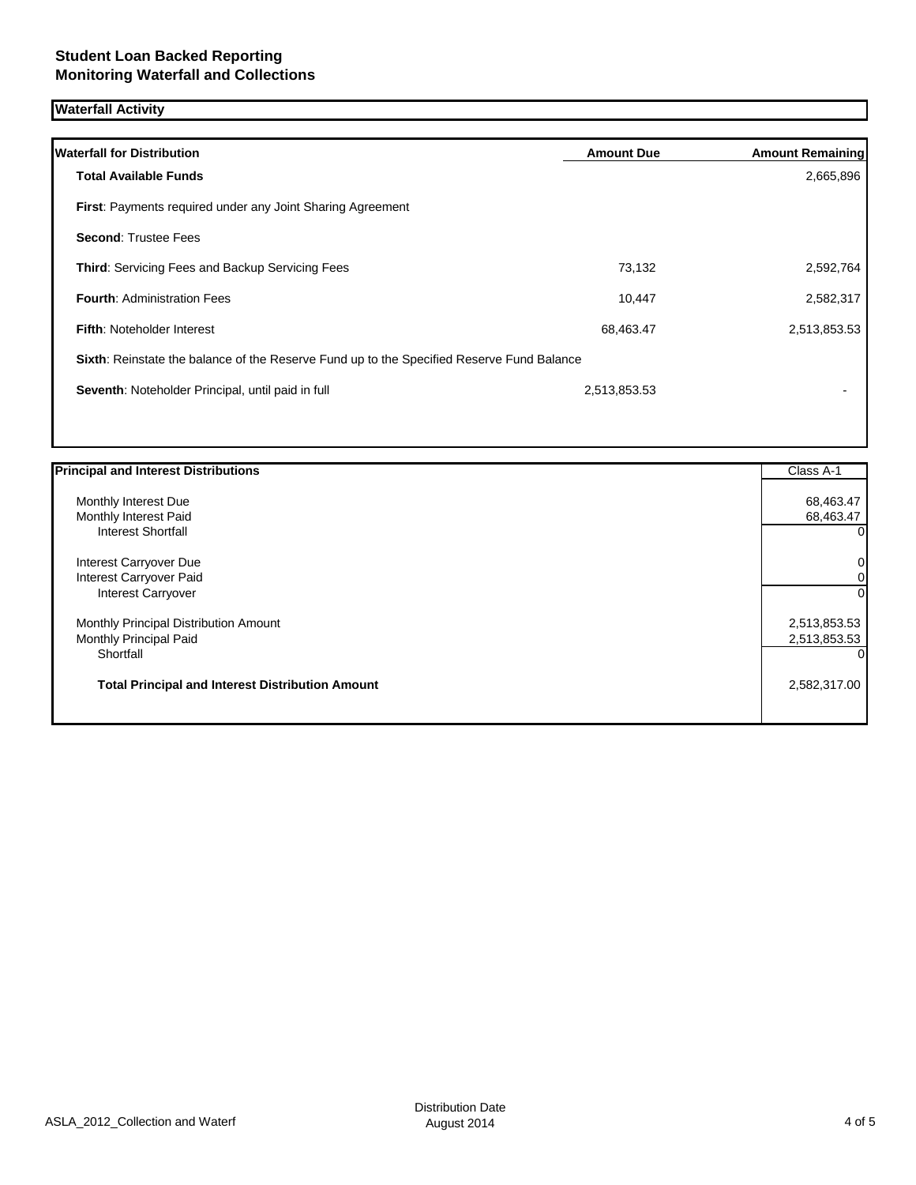**Student Loan Backed Reporting**
**Monitoring Waterfall and Collections**

## Waterfall Activity

| Waterfall for Distribution | Amount Due | Amount Remaining |
|---|---|---|
| **Total Available Funds** | | 2,665,896 |
| **First**: Payments required under any Joint Sharing Agreement | | |
| **Second**: Trustee Fees | | |
| **Third**: Servicing Fees and Backup Servicing Fees | 73,132 | 2,592,764 |
| **Fourth**: Administration Fees | 10,447 | 2,582,317 |
| **Fifth**: Noteholder Interest | 68,463.47 | 2,513,853.53 |
| **Sixth**: Reinstate the balance of the Reserve Fund up to the Specified Reserve Fund Balance | | |
| **Seventh**: Noteholder Principal, until paid in full | 2,513,853.53 | - |

| Principal and Interest Distributions | Class A-1 |
|---|---|
| Monthly Interest Due | 68,463.47 |
| Monthly Interest Paid | 68,463.47 |
| Interest Shortfall | 0 |
| Interest Carryover Due | 0 |
| Interest Carryover Paid | 0 |
| Interest Carryover | 0 |
| Monthly Principal Distribution Amount | 2,513,853.53 |
| Monthly Principal Paid | 2,513,853.53 |
| Shortfall | 0 |
| **Total Principal and Interest Distribution Amount** | 2,582,317.00 |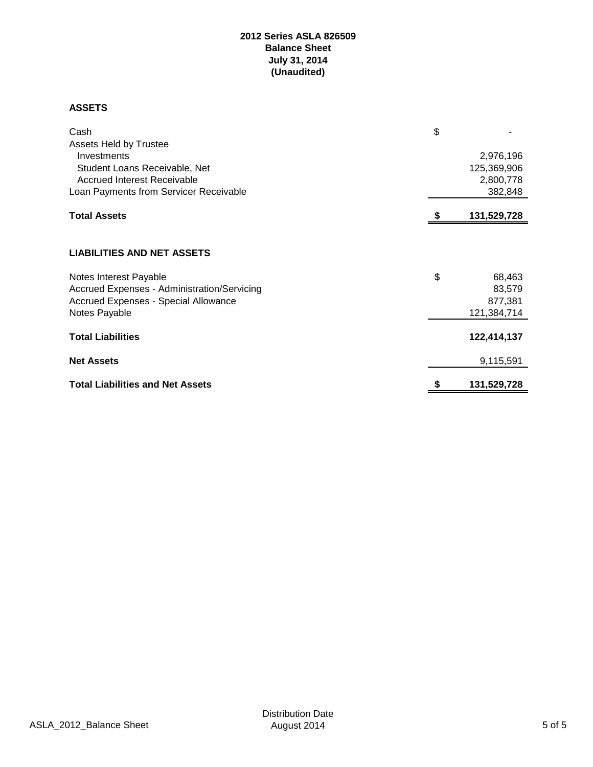**2012 Series ASLA 826509**
**Balance Sheet**
**July 31, 2014**
**(Unaudited)**

**ASSETS**

| | | |
|---|---|---|
| Cash | $ | - |
| Assets Held by Trustee | | |
| Investments | | 2,976,196 |
| Student Loans Receivable, Net | | 125,369,906 |
| Accrued Interest Receivable | | 2,800,778 |
| Loan Payments from Servicer Receivable | | 382,848 |
| **Total Assets** | **$** | **131,529,728** |

**LIABILITIES AND NET ASSETS**

| | | |
|---|---|---|
| Notes Interest Payable | $ | 68,463 |
| Accrued Expenses - Administration/Servicing | | 83,579 |
| Accrued Expenses - Special Allowance | | 877,381 |
| Notes Payable | | 121,384,714 |
| **Total Liabilities** | | **122,414,137** |
| **Net Assets** | | 9,115,591 |
| **Total Liabilities and Net Assets** | **$** | **131,529,728** |

ASLA_2012_Balance Sheet

Distribution Date
August 2014